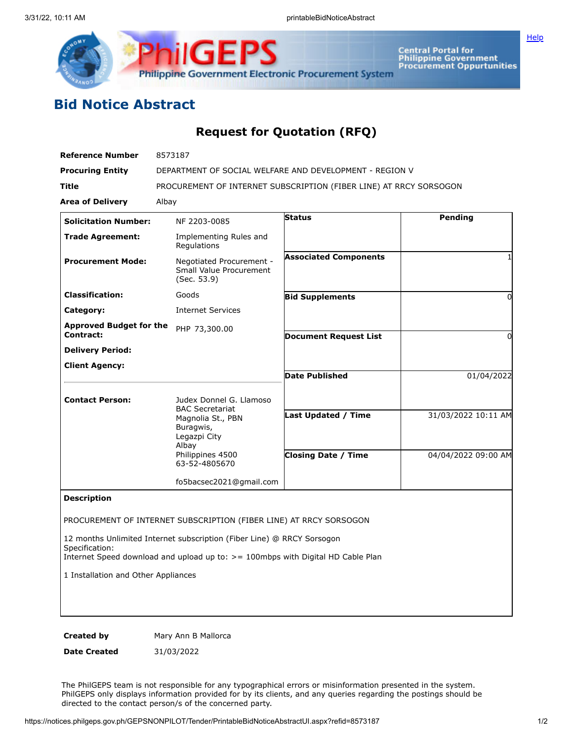# Bid Notice Abstract

## Request for Quotation (RFQ)

**Reference Number** 8573187

**Procuring Entity** DEPARTMENT OF SOCIAL WELFARE AND DEVELOPMENT - REGION V

**Title** PROCUREMENT OF INTERNET SUBSCRIPTION (FIBER LINE) AT RRCY SORSOGON

**Area of Delivery** Albay

| | | | |
|---|---|---|---|
| **Solicitation Number:** | NF 2203-0085 | **Status** | Pending |
| **Trade Agreement:** | Implementing Rules and Regulations | | |
| **Procurement Mode:** | Negotiated Procurement - Small Value Procurement (Sec. 53.9) | **Associated Components** | 1 |
| **Classification:** | Goods | **Bid Supplements** | 0 |
| **Category:** | Internet Services | | |
| **Approved Budget for the Contract:** | PHP 73,300.00 | **Document Request List** | 0 |
| **Delivery Period:** | | | |
| **Client Agency:** | | **Date Published** | 01/04/2022 |
| **Contact Person:** | Judex Donnel G. Llamoso<br>BAC Secretariat<br>Magnolia St., PBN<br>Buragwis,<br>Legazpi City<br>Albay<br>Philippines 4500<br>63-52-4805670<br><br>fo5bacsec2021@gmail.com | **Last Updated / Time** | 31/03/2022 10:11 AM |
| | | **Closing Date / Time** | 04/04/2022 09:00 AM |

**Description**

PROCUREMENT OF INTERNET SUBSCRIPTION (FIBER LINE) AT RRCY SORSOGON

12 months Unlimited Internet subscription (Fiber Line) @ RRCY Sorsogon
Specification:
Internet Speed download and upload up to: >= 100mbps with Digital HD Cable Plan

1 Installation and Other Appliances

**Created by** Mary Ann B Mallorca

**Date Created** 31/03/2022

The PhilGEPS team is not responsible for any typographical errors or misinformation presented in the system. PhilGEPS only displays information provided for by its clients, and any queries regarding the postings should be directed to the contact person/s of the concerned party.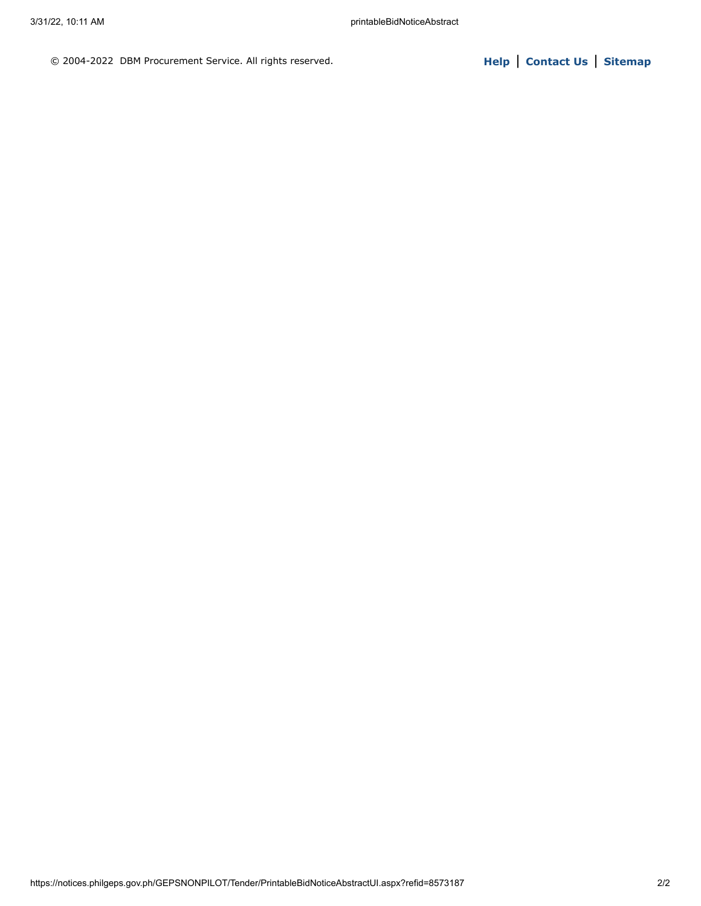© 2004-2022 DBM Procurement Service. All rights reserved.

**Help** | **Contact Us** | **Sitemap**